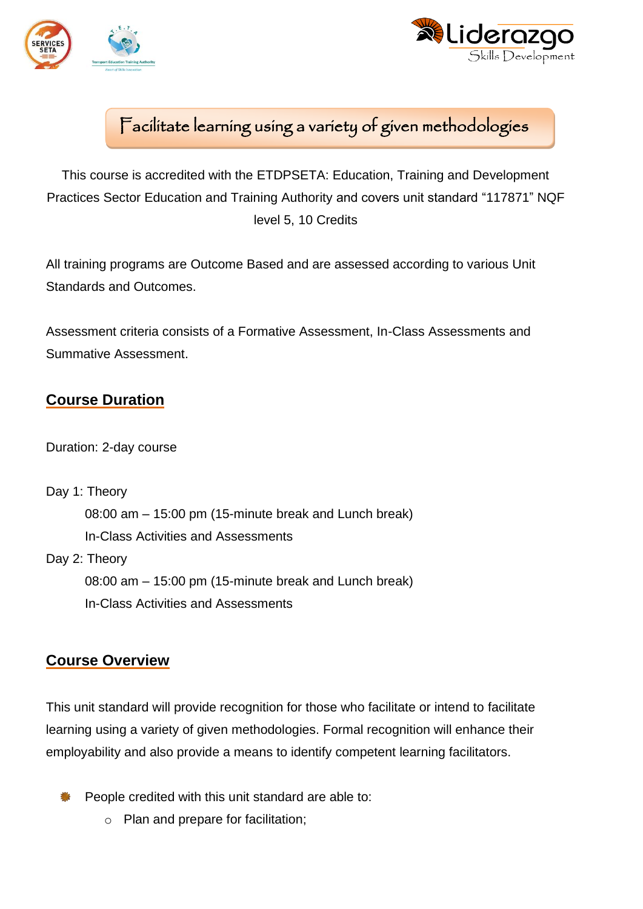# Facilitate learning using a variety of given methodologies

This course is accredited with the ETDPSETA: Education, Training and Development Practices Sector Education and Training Authority and covers unit standard "117871" NQF level 5, 10 Credits

All training programs are Outcome Based and are assessed according to various Unit Standards and Outcomes.

Assessment criteria consists of a Formative Assessment, In-Class Assessments and Summative Assessment.

## Course Duration

Duration: 2-day course

Day 1: Theory

08:00 am – 15:00 pm (15-minute break and Lunch break)

In-Class Activities and Assessments

Day 2: Theory

08:00 am – 15:00 pm (15-minute break and Lunch break)

In-Class Activities and Assessments

## Course Overview

This unit standard will provide recognition for those who facilitate or intend to facilitate learning using a variety of given methodologies. Formal recognition will enhance their employability and also provide a means to identify competent learning facilitators.

- People credited with this unit standard are able to:
  - Plan and prepare for facilitation;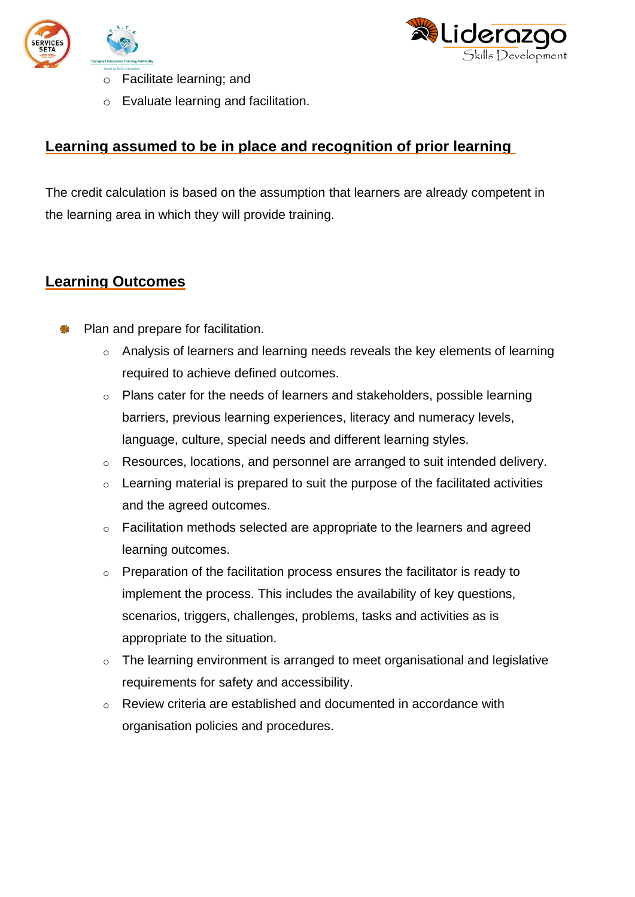- Facilitate learning; and
- Evaluate learning and facilitation.

## Learning assumed to be in place and recognition of prior learning

The credit calculation is based on the assumption that learners are already competent in the learning area in which they will provide training.

## Learning Outcomes

- Plan and prepare for facilitation.
  - Analysis of learners and learning needs reveals the key elements of learning required to achieve defined outcomes.
  - Plans cater for the needs of learners and stakeholders, possible learning barriers, previous learning experiences, literacy and numeracy levels, language, culture, special needs and different learning styles.
  - Resources, locations, and personnel are arranged to suit intended delivery.
  - Learning material is prepared to suit the purpose of the facilitated activities and the agreed outcomes.
  - Facilitation methods selected are appropriate to the learners and agreed learning outcomes.
  - Preparation of the facilitation process ensures the facilitator is ready to implement the process. This includes the availability of key questions, scenarios, triggers, challenges, problems, tasks and activities as is appropriate to the situation.
  - The learning environment is arranged to meet organisational and legislative requirements for safety and accessibility.
  - Review criteria are established and documented in accordance with organisation policies and procedures.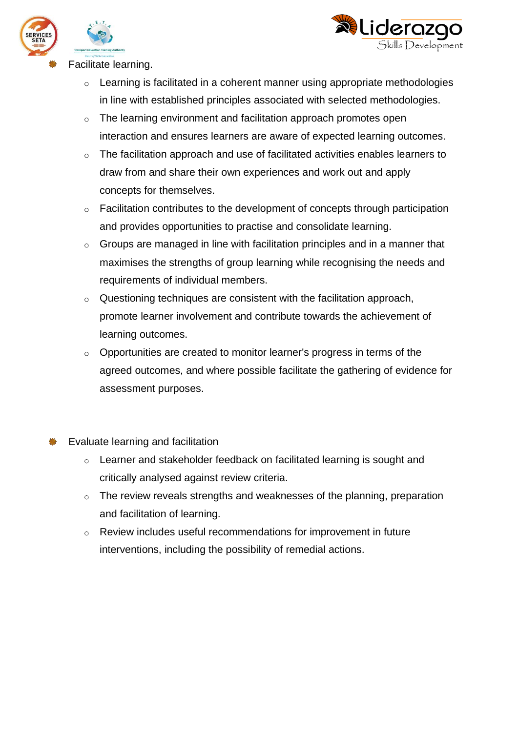- Facilitate learning.
    - Learning is facilitated in a coherent manner using appropriate methodologies in line with established principles associated with selected methodologies.
    - The learning environment and facilitation approach promotes open interaction and ensures learners are aware of expected learning outcomes.
    - The facilitation approach and use of facilitated activities enables learners to draw from and share their own experiences and work out and apply concepts for themselves.
    - Facilitation contributes to the development of concepts through participation and provides opportunities to practise and consolidate learning.
    - Groups are managed in line with facilitation principles and in a manner that maximises the strengths of group learning while recognising the needs and requirements of individual members.
    - Questioning techniques are consistent with the facilitation approach, promote learner involvement and contribute towards the achievement of learning outcomes.
    - Opportunities are created to monitor learner's progress in terms of the agreed outcomes, and where possible facilitate the gathering of evidence for assessment purposes.

- Evaluate learning and facilitation
    - Learner and stakeholder feedback on facilitated learning is sought and critically analysed against review criteria.
    - The review reveals strengths and weaknesses of the planning, preparation and facilitation of learning.
    - Review includes useful recommendations for improvement in future interventions, including the possibility of remedial actions.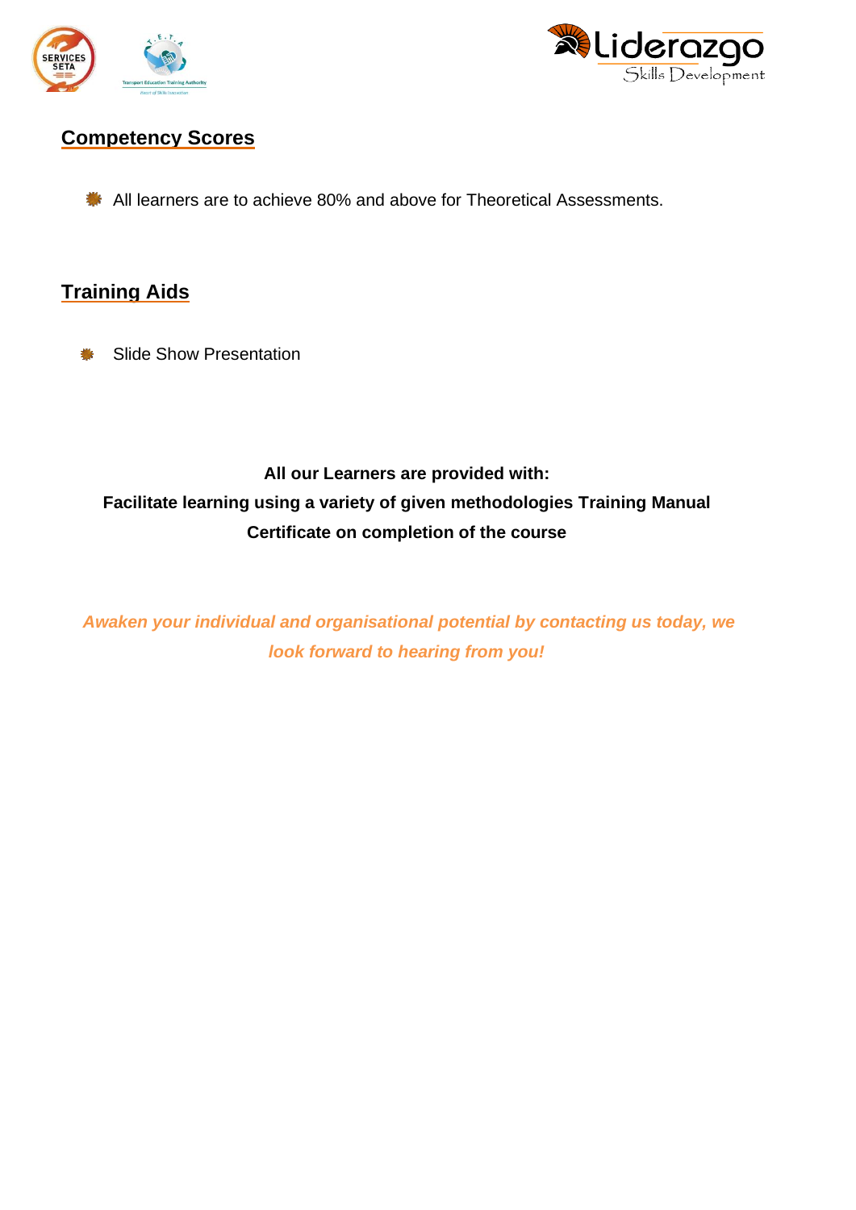## Competency Scores

- All learners are to achieve 80% and above for Theoretical Assessments.

## Training Aids

- Slide Show Presentation

**All our Learners are provided with:**

**Facilitate learning using a variety of given methodologies Training Manual**

**Certificate on completion of the course**

***Awaken your individual and organisational potential by contacting us today, we look forward to hearing from you!***